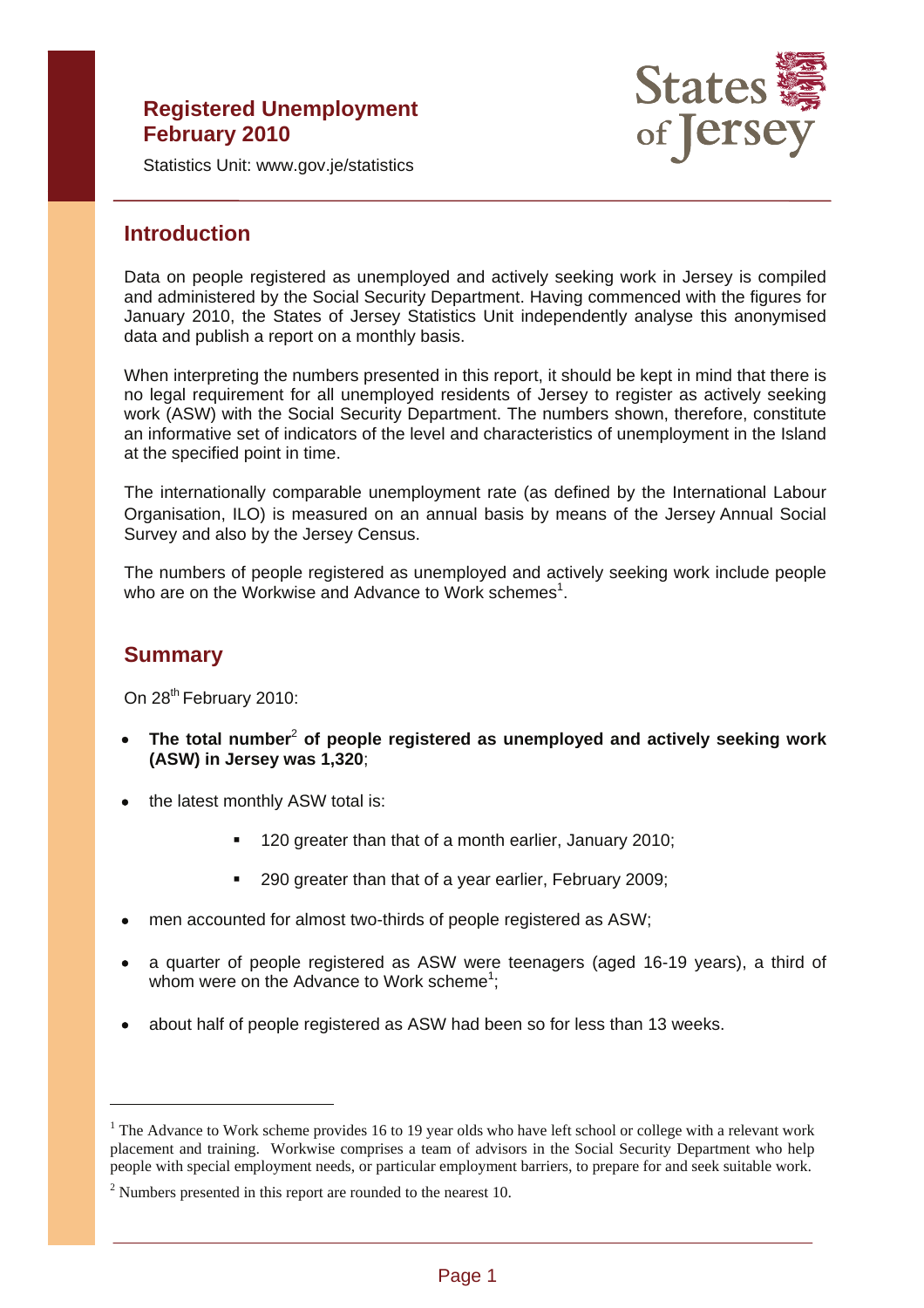# Registered Unemployment February 2010

Statistics Unit: www.gov.je/statistics

## Introduction

Data on people registered as unemployed and actively seeking work in Jersey is compiled and administered by the Social Security Department. Having commenced with the figures for January 2010, the States of Jersey Statistics Unit independently analyse this anonymised data and publish a report on a monthly basis.

When interpreting the numbers presented in this report, it should be kept in mind that there is no legal requirement for all unemployed residents of Jersey to register as actively seeking work (ASW) with the Social Security Department. The numbers shown, therefore, constitute an informative set of indicators of the level and characteristics of unemployment in the Island at the specified point in time.

The internationally comparable unemployment rate (as defined by the International Labour Organisation, ILO) is measured on an annual basis by means of the Jersey Annual Social Survey and also by the Jersey Census.

The numbers of people registered as unemployed and actively seeking work include people who are on the Workwise and Advance to Work schemes[1].

## Summary

On 28th February 2010:

- **The total number[2] of people registered as unemployed and actively seeking work (ASW) in Jersey was 1,320**;
- the latest monthly ASW total is:
  - 120 greater than that of a month earlier, January 2010;
  - 290 greater than that of a year earlier, February 2009;
- men accounted for almost two-thirds of people registered as ASW;
- a quarter of people registered as ASW were teenagers (aged 16-19 years), a third of whom were on the Advance to Work scheme[1];
- about half of people registered as ASW had been so for less than 13 weeks.

---

[1] The Advance to Work scheme provides 16 to 19 year olds who have left school or college with a relevant work placement and training. Workwise comprises a team of advisors in the Social Security Department who help people with special employment needs, or particular employment barriers, to prepare for and seek suitable work.

[2] Numbers presented in this report are rounded to the nearest 10.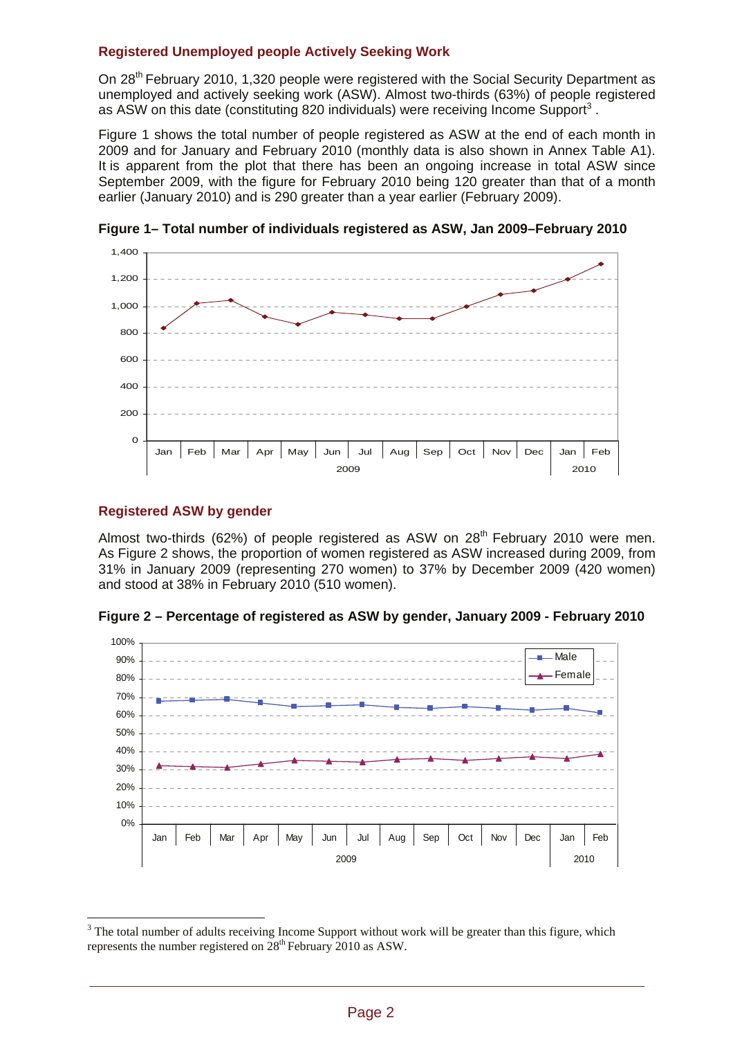### Registered Unemployed people Actively Seeking Work

On 28th February 2010, 1,320 people were registered with the Social Security Department as unemployed and actively seeking work (ASW). Almost two-thirds (63%) of people registered as ASW on this date (constituting 820 individuals) were receiving Income Support[3] .

Figure 1 shows the total number of people registered as ASW at the end of each month in 2009 and for January and February 2010 (monthly data is also shown in Annex Table A1). It is apparent from the plot that there has been an ongoing increase in total ASW since September 2009, with the figure for February 2010 being 120 greater than that of a month earlier (January 2010) and is 290 greater than a year earlier (February 2009).

**Figure 1– Total number of individuals registered as ASW, Jan 2009–February 2010**

### Registered ASW by gender

Almost two-thirds (62%) of people registered as ASW on 28th February 2010 were men. As Figure 2 shows, the proportion of women registered as ASW increased during 2009, from 31% in January 2009 (representing 270 women) to 37% by December 2009 (420 women) and stood at 38% in February 2010 (510 women).

**Figure 2 – Percentage of registered as ASW by gender, January 2009 - February 2010**

[3] The total number of adults receiving Income Support without work will be greater than this figure, which represents the number registered on 28th February 2010 as ASW.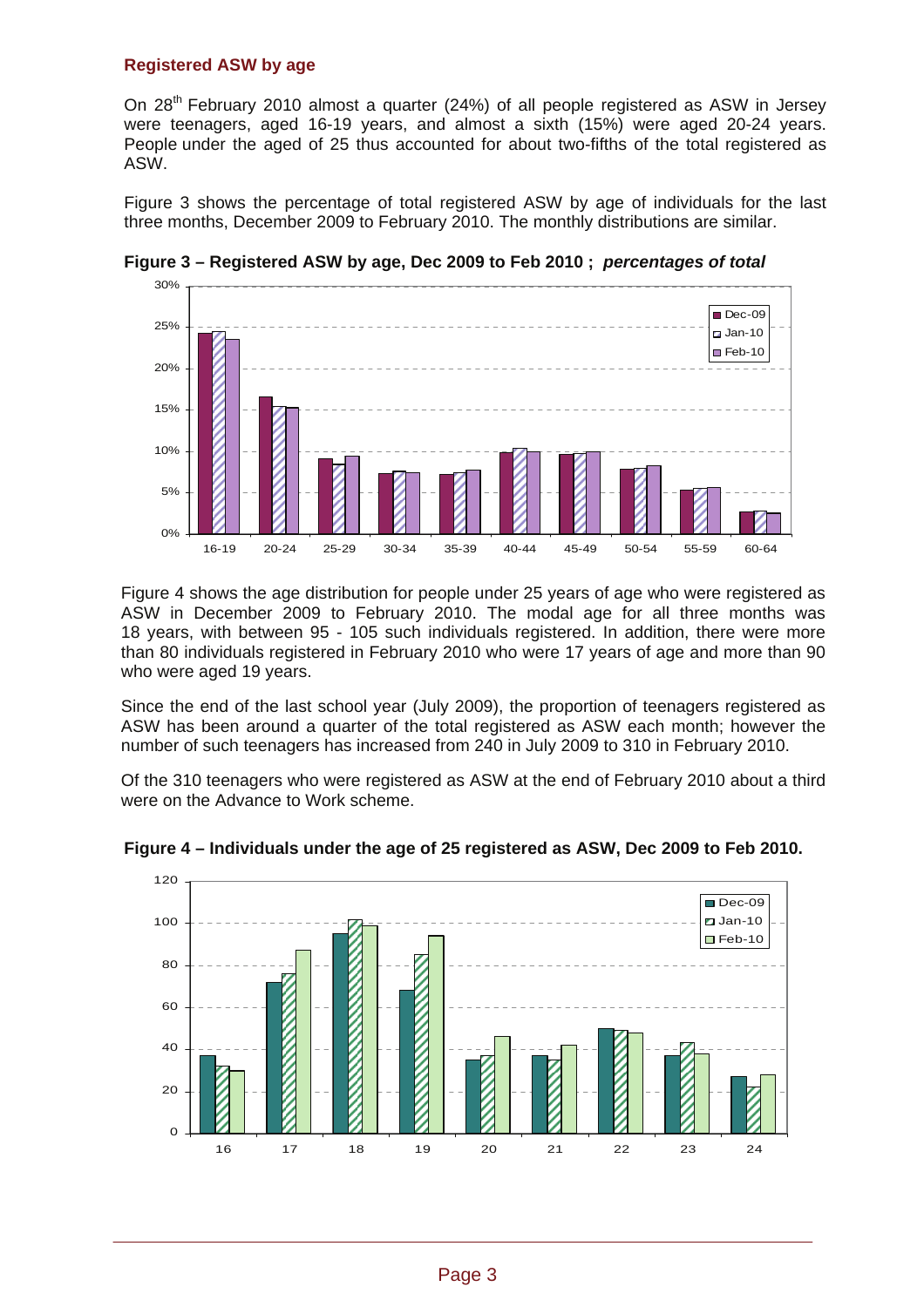## Registered ASW by age

On 28th February 2010 almost a quarter (24%) of all people registered as ASW in Jersey were teenagers, aged 16-19 years, and almost a sixth (15%) were aged 20-24 years. People under the aged of 25 thus accounted for about two-fifths of the total registered as ASW.

Figure 3 shows the percentage of total registered ASW by age of individuals for the last three months, December 2009 to February 2010. The monthly distributions are similar.

**Figure 3 – Registered ASW by age, Dec 2009 to Feb 2010 ;** ***percentages of total***

Figure 4 shows the age distribution for people under 25 years of age who were registered as ASW in December 2009 to February 2010. The modal age for all three months was 18 years, with between 95 - 105 such individuals registered. In addition, there were more than 80 individuals registered in February 2010 who were 17 years of age and more than 90 who were aged 19 years.

Since the end of the last school year (July 2009), the proportion of teenagers registered as ASW has been around a quarter of the total registered as ASW each month; however the number of such teenagers has increased from 240 in July 2009 to 310 in February 2010.

Of the 310 teenagers who were registered as ASW at the end of February 2010 about a third were on the Advance to Work scheme.

**Figure 4 – Individuals under the age of 25 registered as ASW, Dec 2009 to Feb 2010.**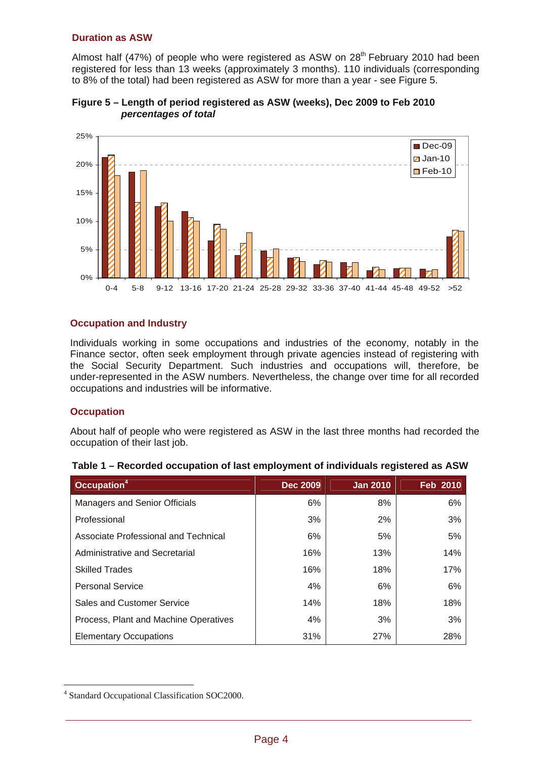### Duration as ASW

Almost half (47%) of people who were registered as ASW on 28th February 2010 had been registered for less than 13 weeks (approximately 3 months). 110 individuals (corresponding to 8% of the total) had been registered as ASW for more than a year - see Figure 5.

**Figure 5 – Length of period registered as ASW (weeks), Dec 2009 to Feb 2010**
***percentages of total***

### Occupation and Industry

Individuals working in some occupations and industries of the economy, notably in the Finance sector, often seek employment through private agencies instead of registering with the Social Security Department. Such industries and occupations will, therefore, be under-represented in the ASW numbers. Nevertheless, the change over time for all recorded occupations and industries will be informative.

### Occupation

About half of people who were registered as ASW in the last three months had recorded the occupation of their last job.

**Table 1 – Recorded occupation of last employment of individuals registered as ASW**

| Occupation[4] | Dec 2009 | Jan 2010 | Feb 2010 |
|---|---|---|---|
| Managers and Senior Officials | 6% | 8% | 6% |
| Professional | 3% | 2% | 3% |
| Associate Professional and Technical | 6% | 5% | 5% |
| Administrative and Secretarial | 16% | 13% | 14% |
| Skilled Trades | 16% | 18% | 17% |
| Personal Service | 4% | 6% | 6% |
| Sales and Customer Service | 14% | 18% | 18% |
| Process, Plant and Machine Operatives | 4% | 3% | 3% |
| Elementary Occupations | 31% | 27% | 28% |

[4] Standard Occupational Classification SOC2000.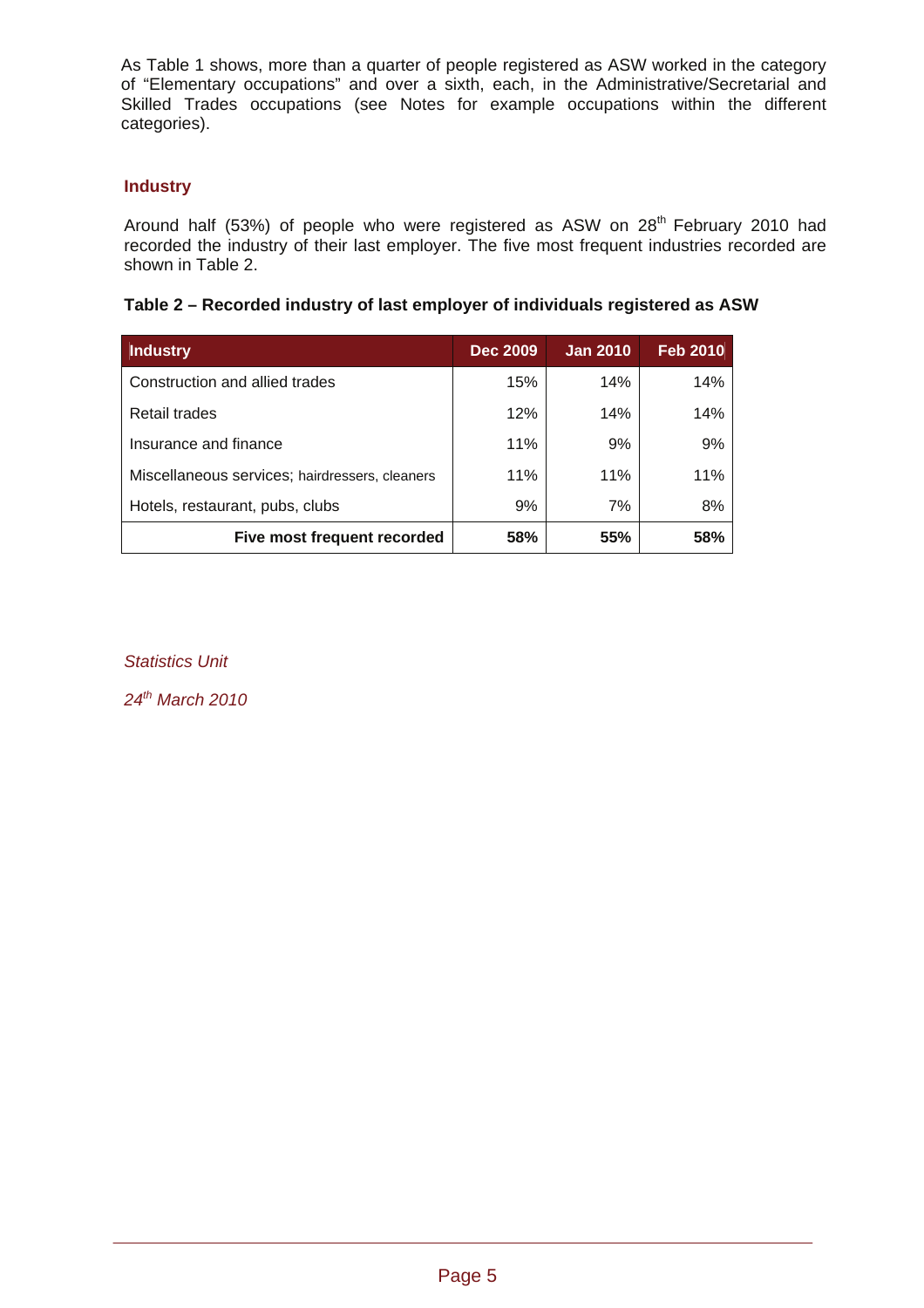As Table 1 shows, more than a quarter of people registered as ASW worked in the category of "Elementary occupations" and over a sixth, each, in the Administrative/Secretarial and Skilled Trades occupations (see Notes for example occupations within the different categories).

## Industry

Around half (53%) of people who were registered as ASW on 28th February 2010 had recorded the industry of their last employer. The five most frequent industries recorded are shown in Table 2.

**Table 2 – Recorded industry of last employer of individuals registered as ASW**

| Industry | Dec 2009 | Jan 2010 | Feb 2010 |
|---|---|---|---|
| Construction and allied trades | 15% | 14% | 14% |
| Retail trades | 12% | 14% | 14% |
| Insurance and finance | 11% | 9% | 9% |
| Miscellaneous services; hairdressers, cleaners | 11% | 11% | 11% |
| Hotels, restaurant, pubs, clubs | 9% | 7% | 8% |
| **Five most frequent recorded** | **58%** | **55%** | **58%** |

*Statistics Unit*

*24th March 2010*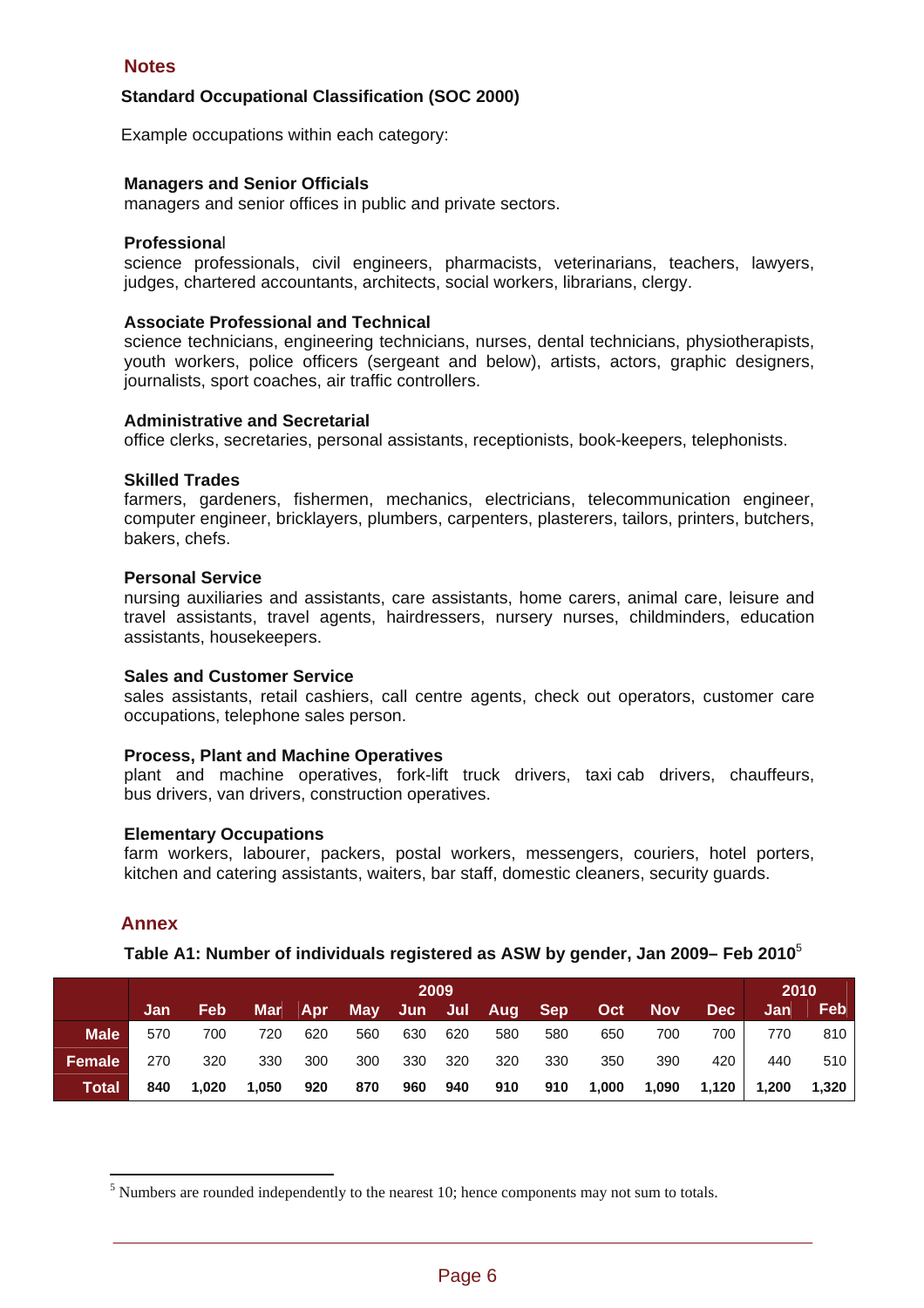## Notes

### Standard Occupational Classification (SOC 2000)

Example occupations within each category:

**Managers and Senior Officials**
managers and senior offices in public and private sectors.

**Professional**
science professionals, civil engineers, pharmacists, veterinarians, teachers, lawyers, judges, chartered accountants, architects, social workers, librarians, clergy.

**Associate Professional and Technical**
science technicians, engineering technicians, nurses, dental technicians, physiotherapists, youth workers, police officers (sergeant and below), artists, actors, graphic designers, journalists, sport coaches, air traffic controllers.

**Administrative and Secretarial**
office clerks, secretaries, personal assistants, receptionists, book-keepers, telephonists.

**Skilled Trades**
farmers, gardeners, fishermen, mechanics, electricians, telecommunication engineer, computer engineer, bricklayers, plumbers, carpenters, plasterers, tailors, printers, butchers, bakers, chefs.

**Personal Service**
nursing auxiliaries and assistants, care assistants, home carers, animal care, leisure and travel assistants, travel agents, hairdressers, nursery nurses, childminders, education assistants, housekeepers.

**Sales and Customer Service**
sales assistants, retail cashiers, call centre agents, check out operators, customer care occupations, telephone sales person.

**Process, Plant and Machine Operatives**
plant and machine operatives, fork-lift truck drivers, taxi cab drivers, chauffeurs, bus drivers, van drivers, construction operatives.

**Elementary Occupations**
farm workers, labourer, packers, postal workers, messengers, couriers, hotel porters, kitchen and catering assistants, waiters, bar staff, domestic cleaners, security guards.

## Annex

**Table A1: Number of individuals registered as ASW by gender, Jan 2009– Feb 2010**[5]

| | 2009 | | | | | | | | | | | | 2010 | |
|---|---|---|---|---|---|---|---|---|---|---|---|---|---|---|
| | Jan | Feb | Mar | Apr | May | Jun | Jul | Aug | Sep | Oct | Nov | Dec | Jan | Feb |
| **Male** | 570 | 700 | 720 | 620 | 560 | 630 | 620 | 580 | 580 | 650 | 700 | 700 | 770 | 810 |
| **Female** | 270 | 320 | 330 | 300 | 300 | 330 | 320 | 320 | 330 | 350 | 390 | 420 | 440 | 510 |
| **Total** | **840** | **1,020** | **1,050** | **920** | **870** | **960** | **940** | **910** | **910** | **1,000** | **1,090** | **1,120** | **1,200** | **1,320** |

[5] Numbers are rounded independently to the nearest 10; hence components may not sum to totals.